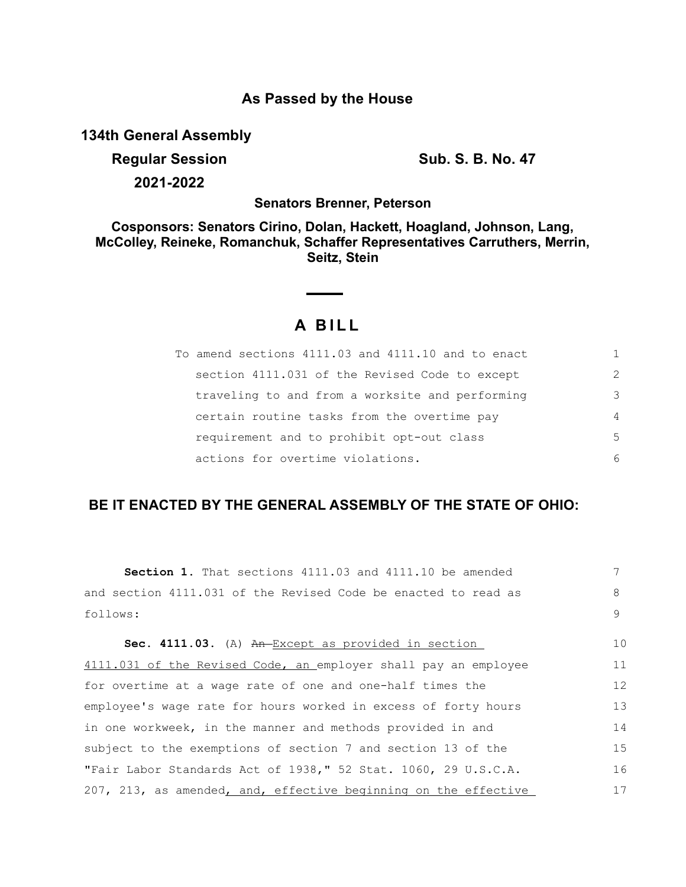**As Passed by the House**

**134th General Assembly**

**Regular Session** **Sub. S. B. No. 47**

**2021-2022**

**Senators Brenner, Peterson**

**Cosponsors: Senators Cirino, Dolan, Hackett, Hoagland, Johnson, Lang, McColley, Reineke, Romanchuk, Schaffer Representatives Carruthers, Merrin, Seitz, Stein**

# A BILL

To amend sections 4111.03 and 4111.10 and to enact section 4111.031 of the Revised Code to except traveling to and from a worksite and performing certain routine tasks from the overtime pay requirement and to prohibit opt-out class actions for overtime violations.

## BE IT ENACTED BY THE GENERAL ASSEMBLY OF THE STATE OF OHIO:

**Section 1.** That sections 4111.03 and 4111.10 be amended and section 4111.031 of the Revised Code be enacted to read as follows:

**Sec. 4111.03.** (A) ~~An~~ Except as provided in section 4111.031 of the Revised Code, an employer shall pay an employee for overtime at a wage rate of one and one-half times the employee's wage rate for hours worked in excess of forty hours in one workweek, in the manner and methods provided in and subject to the exemptions of section 7 and section 13 of the "Fair Labor Standards Act of 1938," 52 Stat. 1060, 29 U.S.C.A. 207, 213, as amended, and, effective beginning on the effective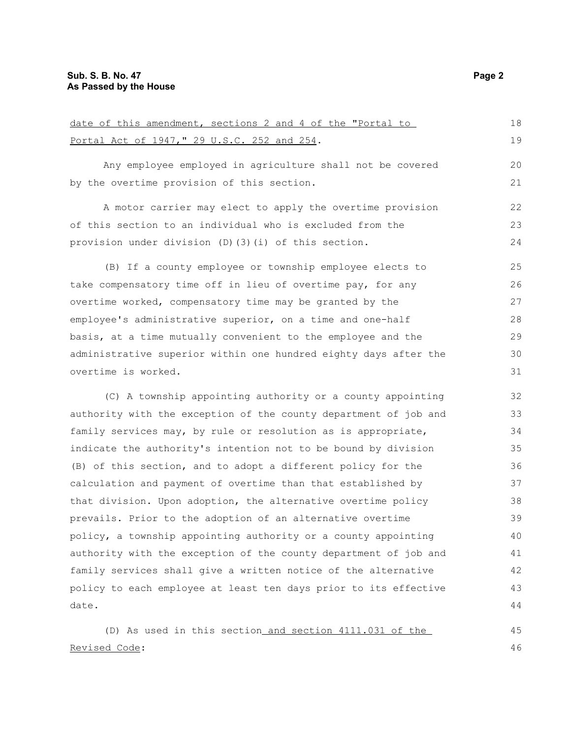date of this amendment, sections 2 and 4 of the "Portal to Portal Act of 1947," 29 U.S.C. 252 and 254.

Any employee employed in agriculture shall not be covered by the overtime provision of this section.

A motor carrier may elect to apply the overtime provision of this section to an individual who is excluded from the provision under division (D)(3)(i) of this section.

(B) If a county employee or township employee elects to take compensatory time off in lieu of overtime pay, for any overtime worked, compensatory time may be granted by the employee's administrative superior, on a time and one-half basis, at a time mutually convenient to the employee and the administrative superior within one hundred eighty days after the overtime is worked.

(C) A township appointing authority or a county appointing authority with the exception of the county department of job and family services may, by rule or resolution as is appropriate, indicate the authority's intention not to be bound by division (B) of this section, and to adopt a different policy for the calculation and payment of overtime than that established by that division. Upon adoption, the alternative overtime policy prevails. Prior to the adoption of an alternative overtime policy, a township appointing authority or a county appointing authority with the exception of the county department of job and family services shall give a written notice of the alternative policy to each employee at least ten days prior to its effective date.

(D) As used in this section and section 4111.031 of the Revised Code: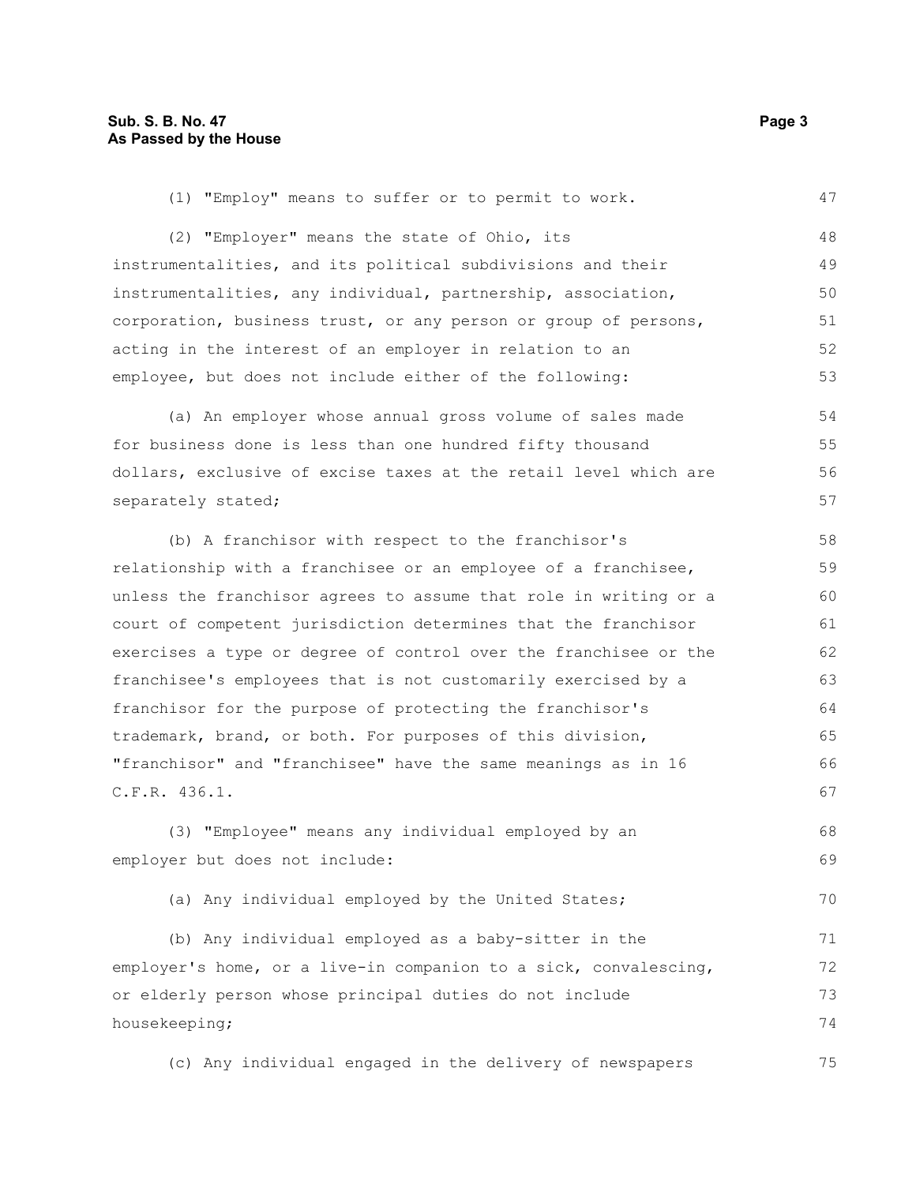(1) "Employ" means to suffer or to permit to work.

(2) "Employer" means the state of Ohio, its instrumentalities, and its political subdivisions and their instrumentalities, any individual, partnership, association, corporation, business trust, or any person or group of persons, acting in the interest of an employer in relation to an employee, but does not include either of the following:

(a) An employer whose annual gross volume of sales made for business done is less than one hundred fifty thousand dollars, exclusive of excise taxes at the retail level which are separately stated;

(b) A franchisor with respect to the franchisor's relationship with a franchisee or an employee of a franchisee, unless the franchisor agrees to assume that role in writing or a court of competent jurisdiction determines that the franchisor exercises a type or degree of control over the franchisee or the franchisee's employees that is not customarily exercised by a franchisor for the purpose of protecting the franchisor's trademark, brand, or both. For purposes of this division, "franchisor" and "franchisee" have the same meanings as in 16 C.F.R. 436.1.

(3) "Employee" means any individual employed by an employer but does not include:

(a) Any individual employed by the United States;

(b) Any individual employed as a baby-sitter in the employer's home, or a live-in companion to a sick, convalescing, or elderly person whose principal duties do not include housekeeping;

(c) Any individual engaged in the delivery of newspapers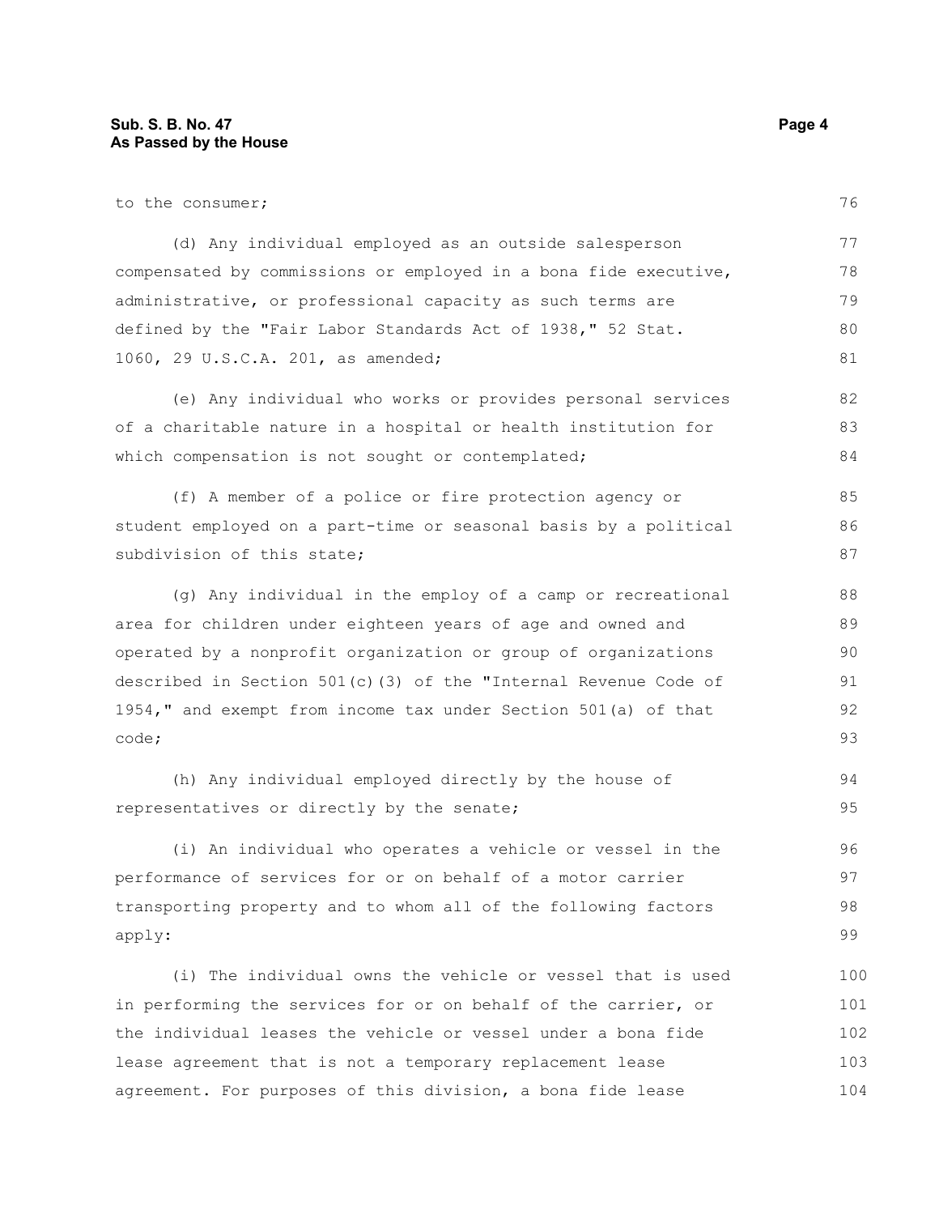to the consumer;

(d) Any individual employed as an outside salesperson compensated by commissions or employed in a bona fide executive, administrative, or professional capacity as such terms are defined by the "Fair Labor Standards Act of 1938," 52 Stat. 1060, 29 U.S.C.A. 201, as amended;

(e) Any individual who works or provides personal services of a charitable nature in a hospital or health institution for which compensation is not sought or contemplated;

(f) A member of a police or fire protection agency or student employed on a part-time or seasonal basis by a political subdivision of this state;

(g) Any individual in the employ of a camp or recreational area for children under eighteen years of age and owned and operated by a nonprofit organization or group of organizations described in Section 501(c)(3) of the "Internal Revenue Code of 1954," and exempt from income tax under Section 501(a) of that code;

(h) Any individual employed directly by the house of representatives or directly by the senate;

(i) An individual who operates a vehicle or vessel in the performance of services for or on behalf of a motor carrier transporting property and to whom all of the following factors apply:

(i) The individual owns the vehicle or vessel that is used in performing the services for or on behalf of the carrier, or the individual leases the vehicle or vessel under a bona fide lease agreement that is not a temporary replacement lease agreement. For purposes of this division, a bona fide lease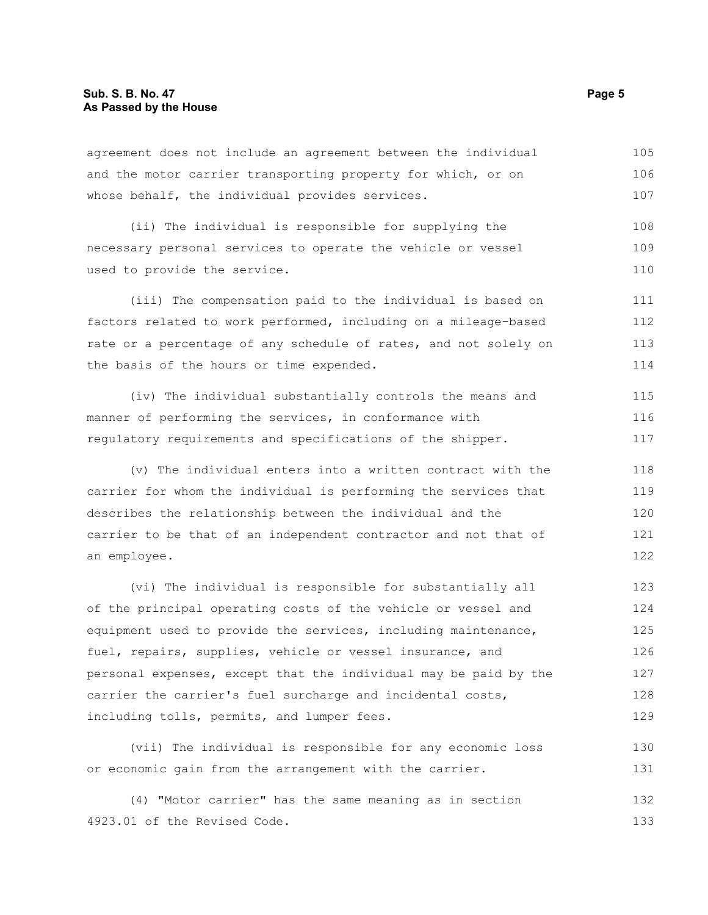agreement does not include an agreement between the individual and the motor carrier transporting property for which, or on whose behalf, the individual provides services.

(ii) The individual is responsible for supplying the necessary personal services to operate the vehicle or vessel used to provide the service.

(iii) The compensation paid to the individual is based on factors related to work performed, including on a mileage-based rate or a percentage of any schedule of rates, and not solely on the basis of the hours or time expended.

(iv) The individual substantially controls the means and manner of performing the services, in conformance with regulatory requirements and specifications of the shipper.

(v) The individual enters into a written contract with the carrier for whom the individual is performing the services that describes the relationship between the individual and the carrier to be that of an independent contractor and not that of an employee.

(vi) The individual is responsible for substantially all of the principal operating costs of the vehicle or vessel and equipment used to provide the services, including maintenance, fuel, repairs, supplies, vehicle or vessel insurance, and personal expenses, except that the individual may be paid by the carrier the carrier's fuel surcharge and incidental costs, including tolls, permits, and lumper fees.

(vii) The individual is responsible for any economic loss or economic gain from the arrangement with the carrier.

(4) "Motor carrier" has the same meaning as in section 4923.01 of the Revised Code.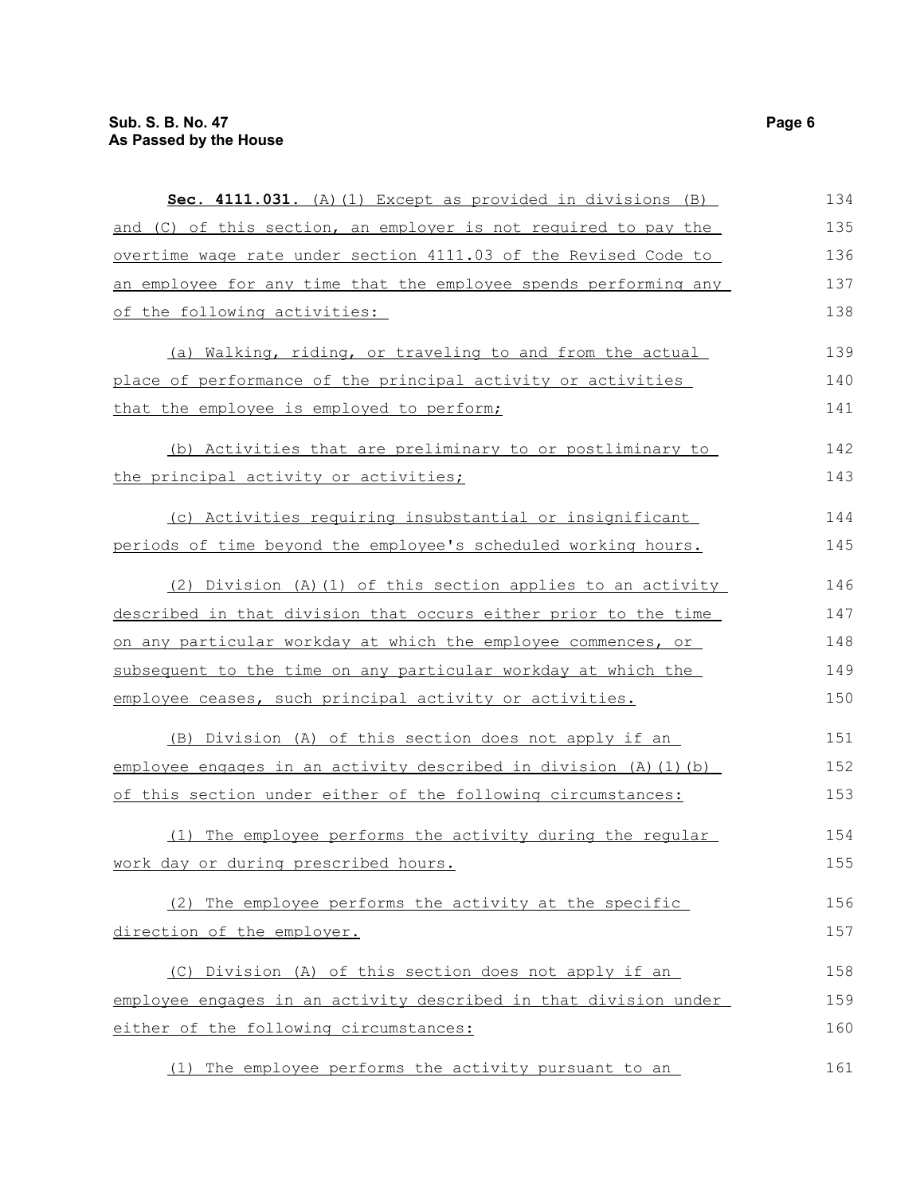**Sec. 4111.031.** (A)(1) Except as provided in divisions (B) and (C) of this section, an employer is not required to pay the overtime wage rate under section 4111.03 of the Revised Code to an employee for any time that the employee spends performing any of the following activities:

(a) Walking, riding, or traveling to and from the actual place of performance of the principal activity or activities that the employee is employed to perform;

(b) Activities that are preliminary to or postliminary to the principal activity or activities;

(c) Activities requiring insubstantial or insignificant periods of time beyond the employee's scheduled working hours.

(2) Division (A)(1) of this section applies to an activity described in that division that occurs either prior to the time on any particular workday at which the employee commences, or subsequent to the time on any particular workday at which the employee ceases, such principal activity or activities.

(B) Division (A) of this section does not apply if an employee engages in an activity described in division (A)(1)(b) of this section under either of the following circumstances:

(1) The employee performs the activity during the regular work day or during prescribed hours.

(2) The employee performs the activity at the specific direction of the employer.

(C) Division (A) of this section does not apply if an employee engages in an activity described in that division under either of the following circumstances:

(1) The employee performs the activity pursuant to an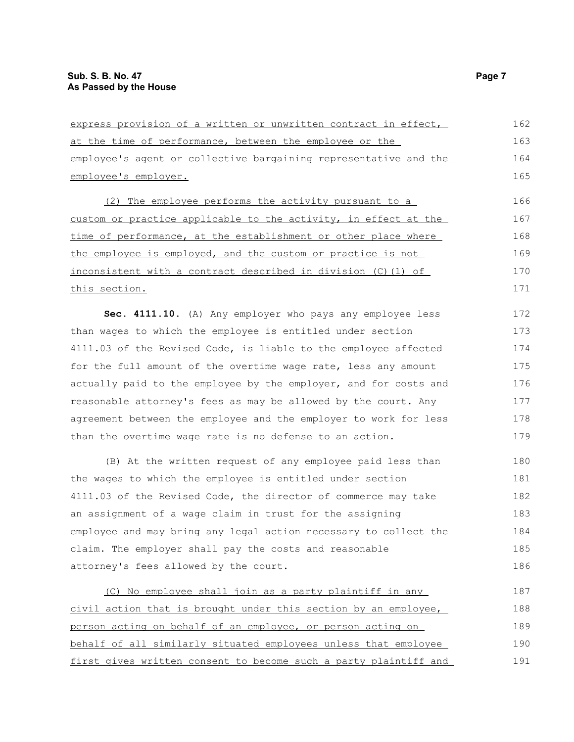express provision of a written or unwritten contract in effect, at the time of performance, between the employee or the employee's agent or collective bargaining representative and the employee's employer.

(2) The employee performs the activity pursuant to a custom or practice applicable to the activity, in effect at the time of performance, at the establishment or other place where the employee is employed, and the custom or practice is not inconsistent with a contract described in division (C)(1) of this section.

**Sec. 4111.10.** (A) Any employer who pays any employee less than wages to which the employee is entitled under section 4111.03 of the Revised Code, is liable to the employee affected for the full amount of the overtime wage rate, less any amount actually paid to the employee by the employer, and for costs and reasonable attorney's fees as may be allowed by the court. Any agreement between the employee and the employer to work for less than the overtime wage rate is no defense to an action.

(B) At the written request of any employee paid less than the wages to which the employee is entitled under section 4111.03 of the Revised Code, the director of commerce may take an assignment of a wage claim in trust for the assigning employee and may bring any legal action necessary to collect the claim. The employer shall pay the costs and reasonable attorney's fees allowed by the court.

(C) No employee shall join as a party plaintiff in any civil action that is brought under this section by an employee, person acting on behalf of an employee, or person acting on behalf of all similarly situated employees unless that employee first gives written consent to become such a party plaintiff and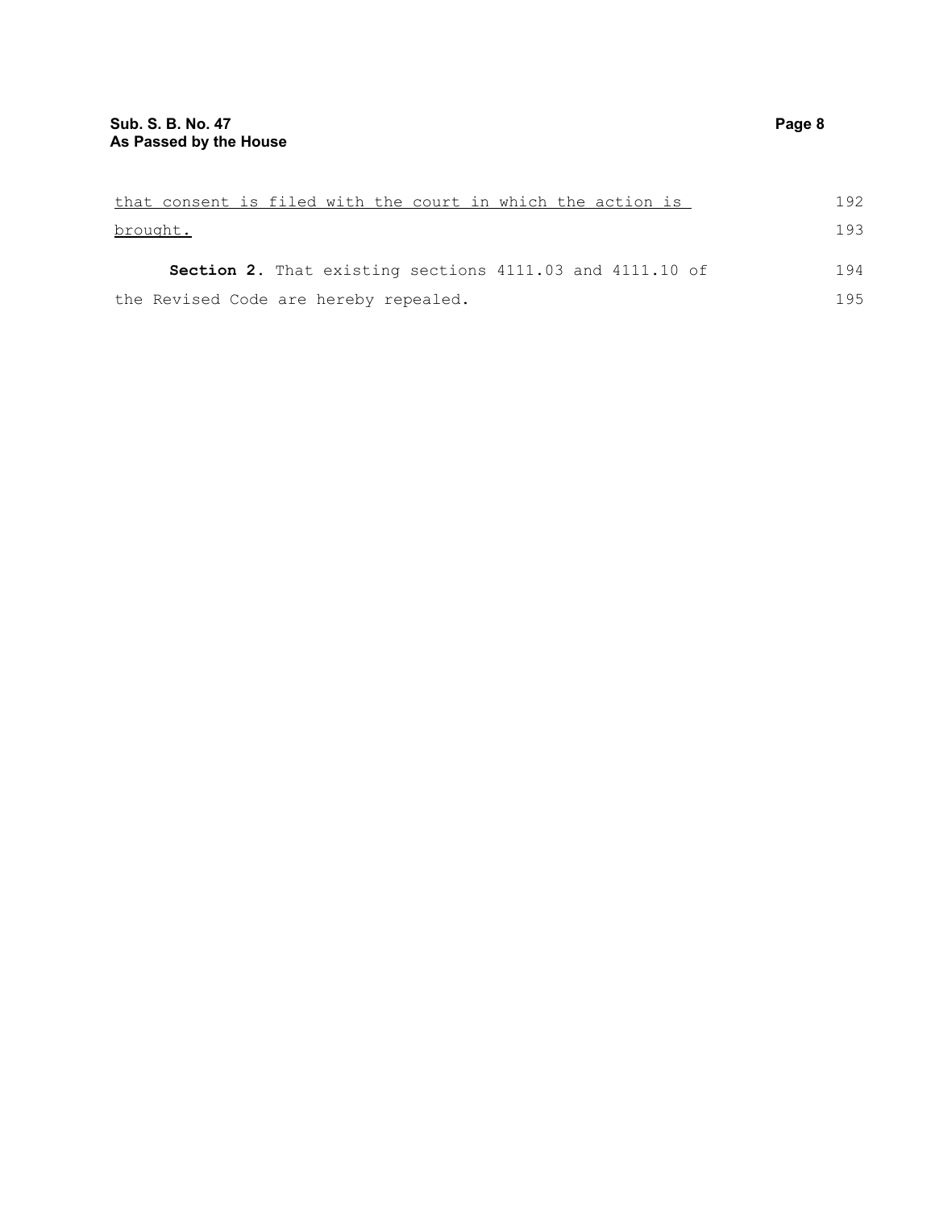that consent is filed with the court in which the action is brought.

**Section 2.** That existing sections 4111.03 and 4111.10 of the Revised Code are hereby repealed.